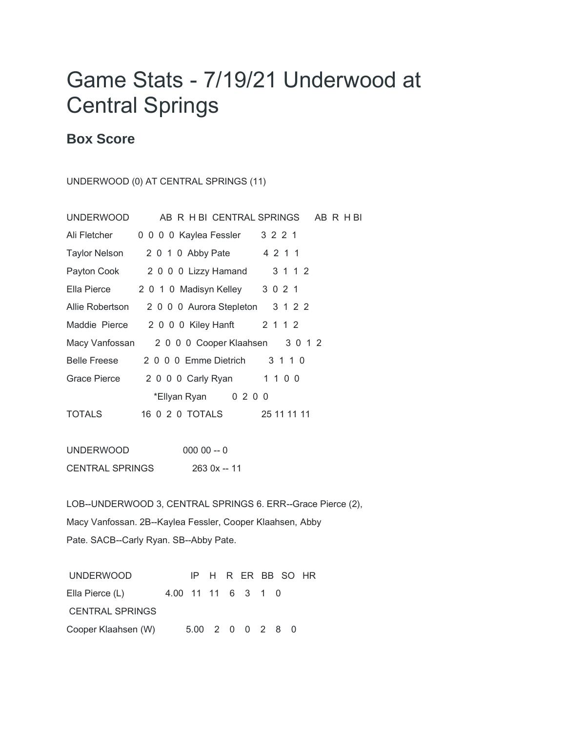# Game Stats - 7/19/21 Underwood at Central Springs

## Box Score

UNDERWOOD (0) AT CENTRAL SPRINGS (11)

| UNDERWOOD | AB | R | H | BI | CENTRAL SPRINGS | AB | R | H | BI |
|---|---|---|---|---|---|---|---|---|---|
| Ali Fletcher | 0 | 0 | 0 | 0 | Kaylea Fessler | 3 | 2 | 2 | 1 |
| Taylor Nelson | 2 | 0 | 1 | 0 | Abby Pate | 4 | 2 | 1 | 1 |
| Payton Cook | 2 | 0 | 0 | 0 | Lizzy Hamand | 3 | 1 | 1 | 2 |
| Ella Pierce | 2 | 0 | 1 | 0 | Madisyn Kelley | 3 | 0 | 2 | 1 |
| Allie Robertson | 2 | 0 | 0 | 0 | Aurora Stepleton | 3 | 1 | 2 | 2 |
| Maddie Pierce | 2 | 0 | 0 | 0 | Kiley Hanft | 2 | 1 | 1 | 2 |
| Macy Vanfossan | 2 | 0 | 0 | 0 | Cooper Klaahsen | 3 | 0 | 1 | 2 |
| Belle Freese | 2 | 0 | 0 | 0 | Emme Dietrich | 3 | 1 | 1 | 0 |
| Grace Pierce | 2 | 0 | 0 | 0 | Carly Ryan | 1 | 1 | 0 | 0 |
| | | | | | *Ellyan Ryan | 0 | 2 | 0 | 0 |
| TOTALS | 16 | 0 | 2 | 0 | TOTALS | 25 | 11 | 11 | 11 |

UNDERWOOD 000 00 -- 0

CENTRAL SPRINGS 263 0x -- 11

LOB--UNDERWOOD 3, CENTRAL SPRINGS 6. ERR--Grace Pierce (2), Macy Vanfossan. 2B--Kaylea Fessler, Cooper Klaahsen, Abby Pate. SACB--Carly Ryan. SB--Abby Pate.

| UNDERWOOD | IP | H | R | ER | BB | SO | HR |
|---|---|---|---|---|---|---|---|
| Ella Pierce (L) | 4.00 | 11 | 11 | 6 | 3 | 1 | 0 |
| CENTRAL SPRINGS | | | | | | | |
| Cooper Klaahsen (W) | 5.00 | 2 | 0 | 0 | 2 | 8 | 0 |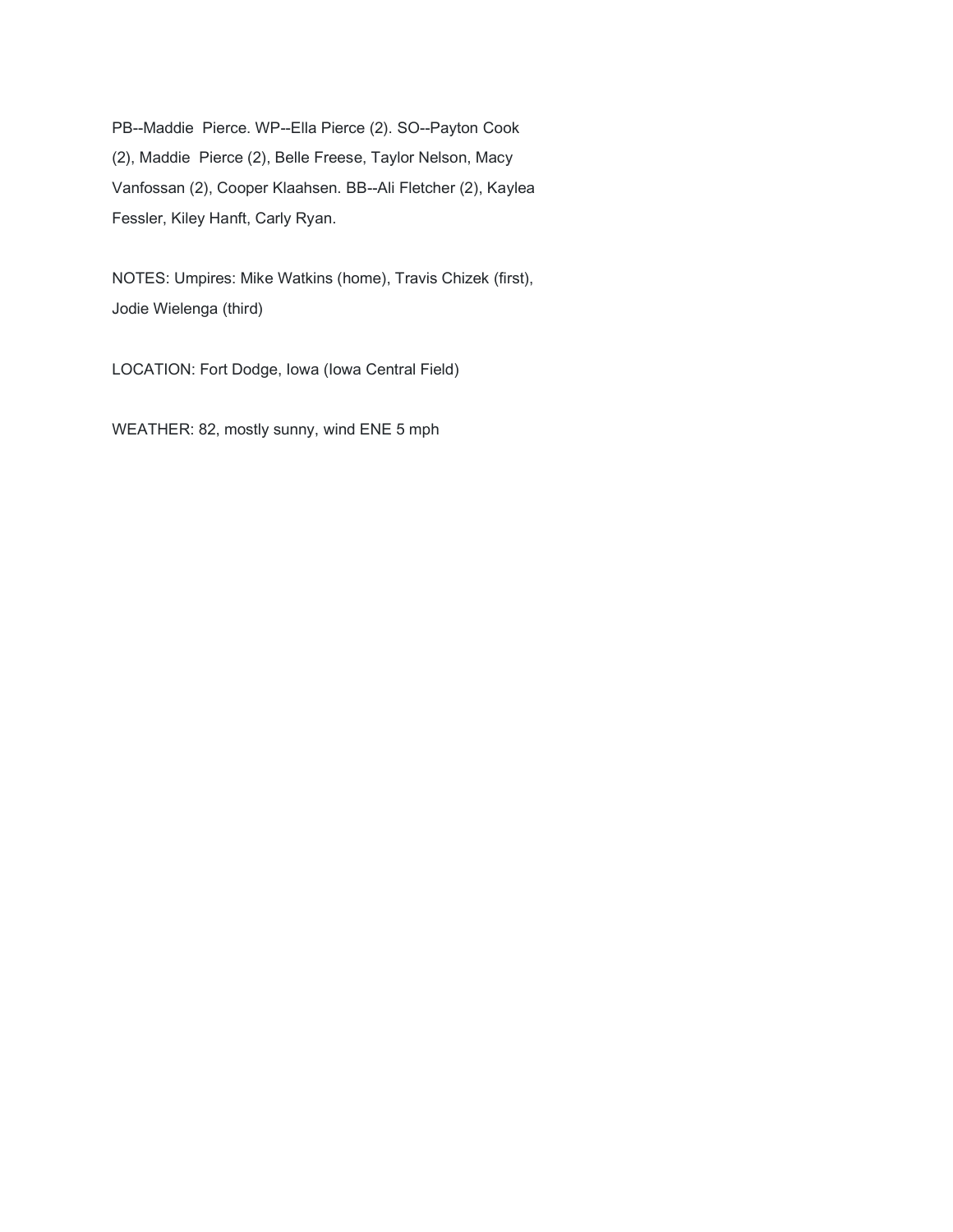PB--Maddie Pierce. WP--Ella Pierce (2). SO--Payton Cook (2), Maddie Pierce (2), Belle Freese, Taylor Nelson, Macy Vanfossan (2), Cooper Klaahsen. BB--Ali Fletcher (2), Kaylea Fessler, Kiley Hanft, Carly Ryan.

NOTES: Umpires: Mike Watkins (home), Travis Chizek (first), Jodie Wielenga (third)

LOCATION: Fort Dodge, Iowa (Iowa Central Field)

WEATHER: 82, mostly sunny, wind ENE 5 mph